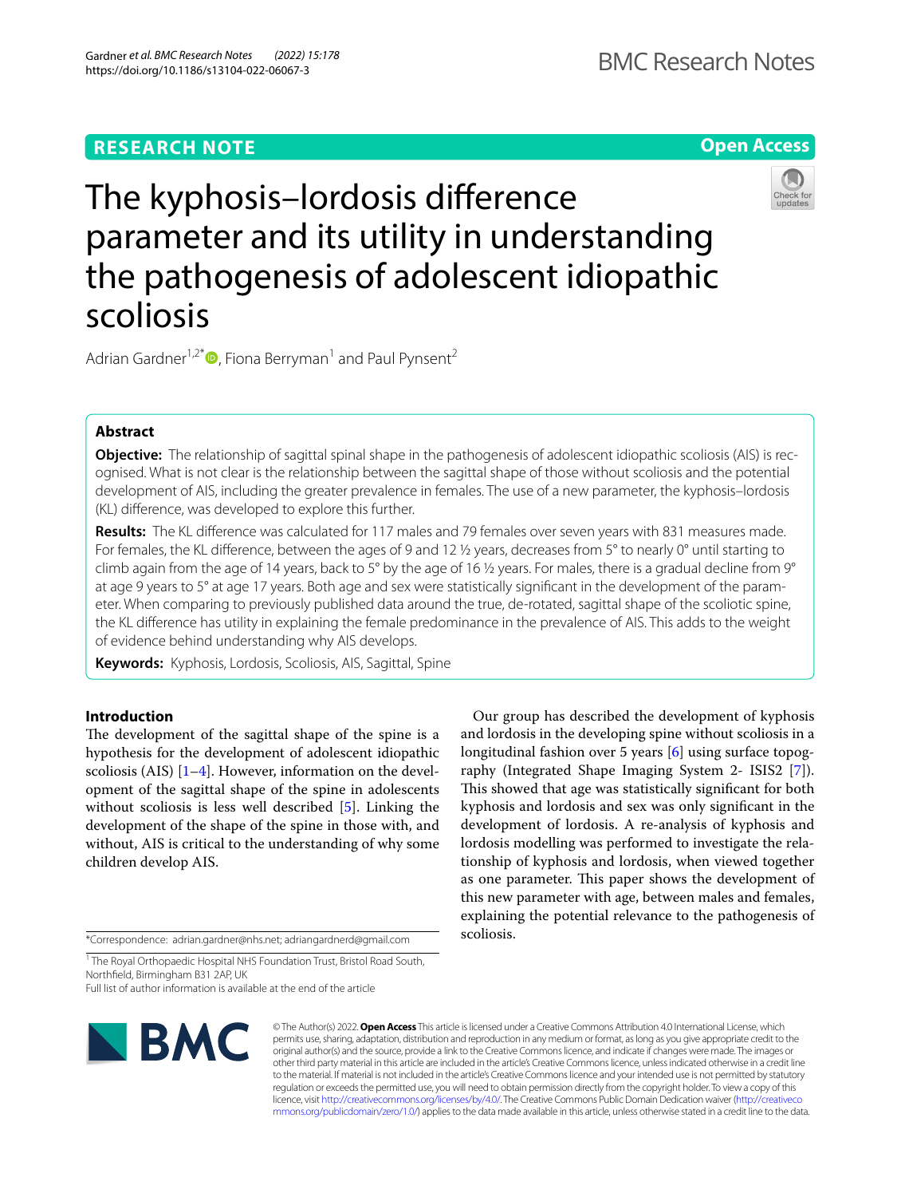RESEARCH NOTE

Open Access

# The kyphosis–lordosis difference parameter and its utility in understanding the pathogenesis of adolescent idiopathic scoliosis

Adrian Gardner[1,2*], Fiona Berryman[1] and Paul Pynsent[2]

## Abstract

**Objective:** The relationship of sagittal spinal shape in the pathogenesis of adolescent idiopathic scoliosis (AIS) is recognised. What is not clear is the relationship between the sagittal shape of those without scoliosis and the potential development of AIS, including the greater prevalence in females. The use of a new parameter, the kyphosis–lordosis (KL) difference, was developed to explore this further.

**Results:** The KL difference was calculated for 117 males and 79 females over seven years with 831 measures made. For females, the KL difference, between the ages of 9 and 12 ½ years, decreases from 5° to nearly 0° until starting to climb again from the age of 14 years, back to 5° by the age of 16 ½ years. For males, there is a gradual decline from 9° at age 9 years to 5° at age 17 years. Both age and sex were statistically significant in the development of the parameter. When comparing to previously published data around the true, de-rotated, sagittal shape of the scoliotic spine, the KL difference has utility in explaining the female predominance in the prevalence of AIS. This adds to the weight of evidence behind understanding why AIS develops.

**Keywords:** Kyphosis, Lordosis, Scoliosis, AIS, Sagittal, Spine

## Introduction

The development of the sagittal shape of the spine is a hypothesis for the development of adolescent idiopathic scoliosis (AIS) [1–4]. However, information on the development of the sagittal shape of the spine in adolescents without scoliosis is less well described [5]. Linking the development of the shape of the spine in those with, and without, AIS is critical to the understanding of why some children develop AIS.

Our group has described the development of kyphosis and lordosis in the developing spine without scoliosis in a longitudinal fashion over 5 years [6] using surface topography (Integrated Shape Imaging System 2- ISIS2 [7]). This showed that age was statistically significant for both kyphosis and lordosis and sex was only significant in the development of lordosis. A re-analysis of kyphosis and lordosis modelling was performed to investigate the relationship of kyphosis and lordosis, when viewed together as one parameter. This paper shows the development of this new parameter with age, between males and females, explaining the potential relevance to the pathogenesis of scoliosis.

*Correspondence: adrian.gardner@nhs.net; adriangardnerd@gmail.com

[1] The Royal Orthopaedic Hospital NHS Foundation Trust, Bristol Road South, Northfield, Birmingham B31 2AP, UK

Full list of author information is available at the end of the article

© The Author(s) 2022. **Open Access** This article is licensed under a Creative Commons Attribution 4.0 International License, which permits use, sharing, adaptation, distribution and reproduction in any medium or format, as long as you give appropriate credit to the original author(s) and the source, provide a link to the Creative Commons licence, and indicate if changes were made. The images or other third party material in this article are included in the article's Creative Commons licence, unless indicated otherwise in a credit line to the material. If material is not included in the article's Creative Commons licence and your intended use is not permitted by statutory regulation or exceeds the permitted use, you will need to obtain permission directly from the copyright holder. To view a copy of this licence, visit http://creativecommons.org/licenses/by/4.0/. The Creative Commons Public Domain Dedication waiver (http://creativecommons.org/publicdomain/zero/1.0/) applies to the data made available in this article, unless otherwise stated in a credit line to the data.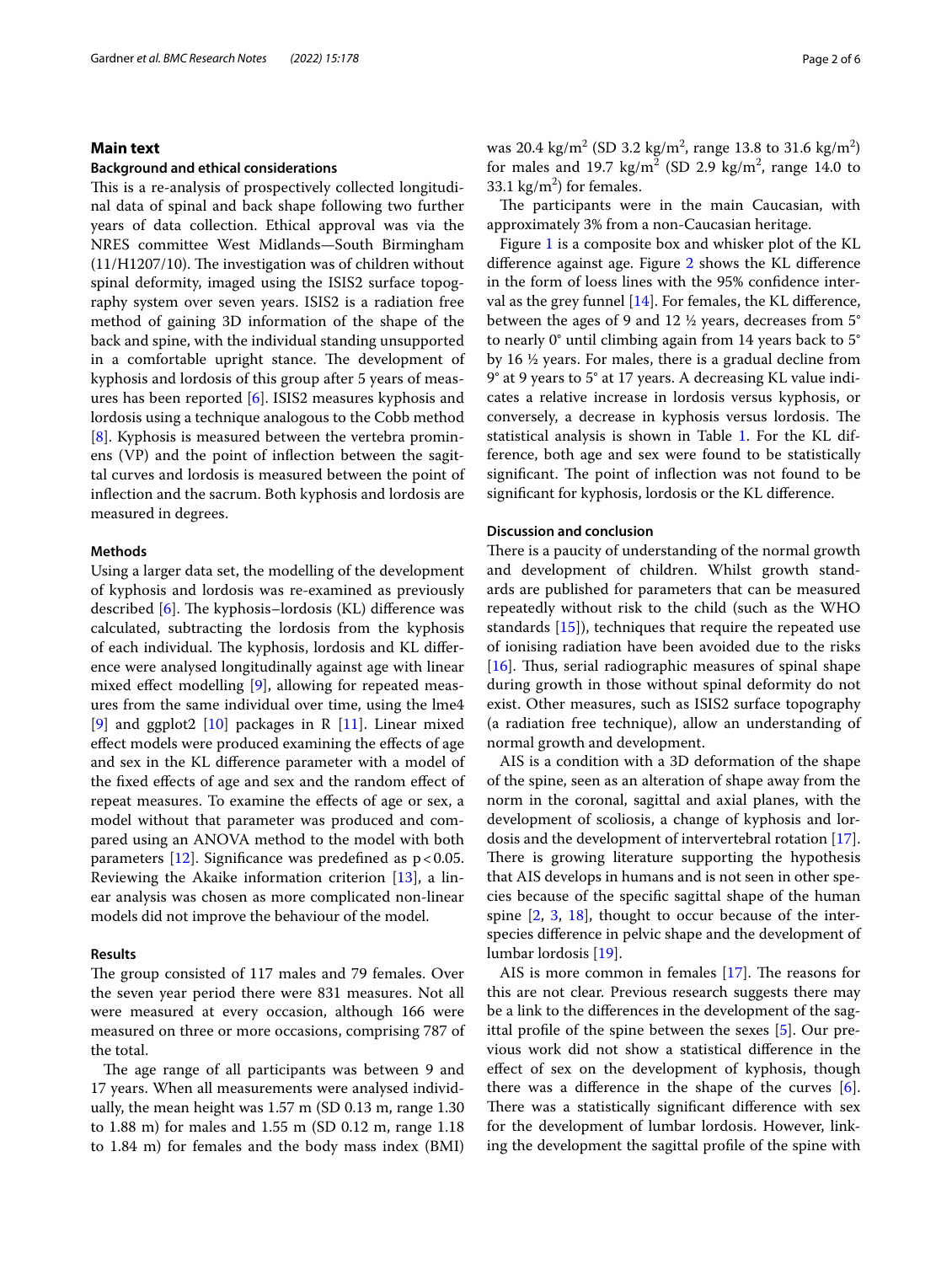## Main text

### Background and ethical considerations

This is a re-analysis of prospectively collected longitudinal data of spinal and back shape following two further years of data collection. Ethical approval was via the NRES committee West Midlands—South Birmingham (11/H1207/10). The investigation was of children without spinal deformity, imaged using the ISIS2 surface topography system over seven years. ISIS2 is a radiation free method of gaining 3D information of the shape of the back and spine, with the individual standing unsupported in a comfortable upright stance. The development of kyphosis and lordosis of this group after 5 years of measures has been reported [6]. ISIS2 measures kyphosis and lordosis using a technique analogous to the Cobb method [8]. Kyphosis is measured between the vertebra prominens (VP) and the point of inflection between the sagittal curves and lordosis is measured between the point of inflection and the sacrum. Both kyphosis and lordosis are measured in degrees.

### Methods

Using a larger data set, the modelling of the development of kyphosis and lordosis was re-examined as previously described [6]. The kyphosis–lordosis (KL) difference was calculated, subtracting the lordosis from the kyphosis of each individual. The kyphosis, lordosis and KL difference were analysed longitudinally against age with linear mixed effect modelling [9], allowing for repeated measures from the same individual over time, using the lme4 [9] and ggplot2 [10] packages in R [11]. Linear mixed effect models were produced examining the effects of age and sex in the KL difference parameter with a model of the fixed effects of age and sex and the random effect of repeat measures. To examine the effects of age or sex, a model without that parameter was produced and compared using an ANOVA method to the model with both parameters [12]. Significance was predefined as $p < 0.05$. Reviewing the Akaike information criterion [13], a linear analysis was chosen as more complicated non-linear models did not improve the behaviour of the model.

### Results

The group consisted of 117 males and 79 females. Over the seven year period there were 831 measures. Not all were measured at every occasion, although 166 were measured on three or more occasions, comprising 787 of the total.

The age range of all participants was between 9 and 17 years. When all measurements were analysed individually, the mean height was 1.57 m (SD 0.13 m, range 1.30 to 1.88 m) for males and 1.55 m (SD 0.12 m, range 1.18 to 1.84 m) for females and the body mass index (BMI) was 20.4 $kg/m^2$ (SD 3.2 $kg/m^2$, range 13.8 to 31.6 $kg/m^2$) for males and 19.7 $kg/m^2$ (SD 2.9 $kg/m^2$, range 14.0 to 33.1 $kg/m^2$) for females.

The participants were in the main Caucasian, with approximately 3% from a non-Caucasian heritage.

Figure 1 is a composite box and whisker plot of the KL difference against age. Figure 2 shows the KL difference in the form of loess lines with the 95% confidence interval as the grey funnel [14]. For females, the KL difference, between the ages of 9 and 12 ½ years, decreases from 5° to nearly 0° until climbing again from 14 years back to 5° by 16 ½ years. For males, there is a gradual decline from 9° at 9 years to 5° at 17 years. A decreasing KL value indicates a relative increase in lordosis versus kyphosis, or conversely, a decrease in kyphosis versus lordosis. The statistical analysis is shown in Table 1. For the KL difference, both age and sex were found to be statistically significant. The point of inflection was not found to be significant for kyphosis, lordosis or the KL difference.

### Discussion and conclusion

There is a paucity of understanding of the normal growth and development of children. Whilst growth standards are published for parameters that can be measured repeatedly without risk to the child (such as the WHO standards [15]), techniques that require the repeated use of ionising radiation have been avoided due to the risks [16]. Thus, serial radiographic measures of spinal shape during growth in those without spinal deformity do not exist. Other measures, such as ISIS2 surface topography (a radiation free technique), allow an understanding of normal growth and development.

AIS is a condition with a 3D deformation of the shape of the spine, seen as an alteration of shape away from the norm in the coronal, sagittal and axial planes, with the development of scoliosis, a change of kyphosis and lordosis and the development of intervertebral rotation [17]. There is growing literature supporting the hypothesis that AIS develops in humans and is not seen in other species because of the specific sagittal shape of the human spine [2, 3, 18], thought to occur because of the inter-species difference in pelvic shape and the development of lumbar lordosis [19].

AIS is more common in females [17]. The reasons for this are not clear. Previous research suggests there may be a link to the differences in the development of the sagittal profile of the spine between the sexes [5]. Our previous work did not show a statistical difference in the effect of sex on the development of kyphosis, though there was a difference in the shape of the curves [6]. There was a statistically significant difference with sex for the development of lumbar lordosis. However, linking the development the sagittal profile of the spine with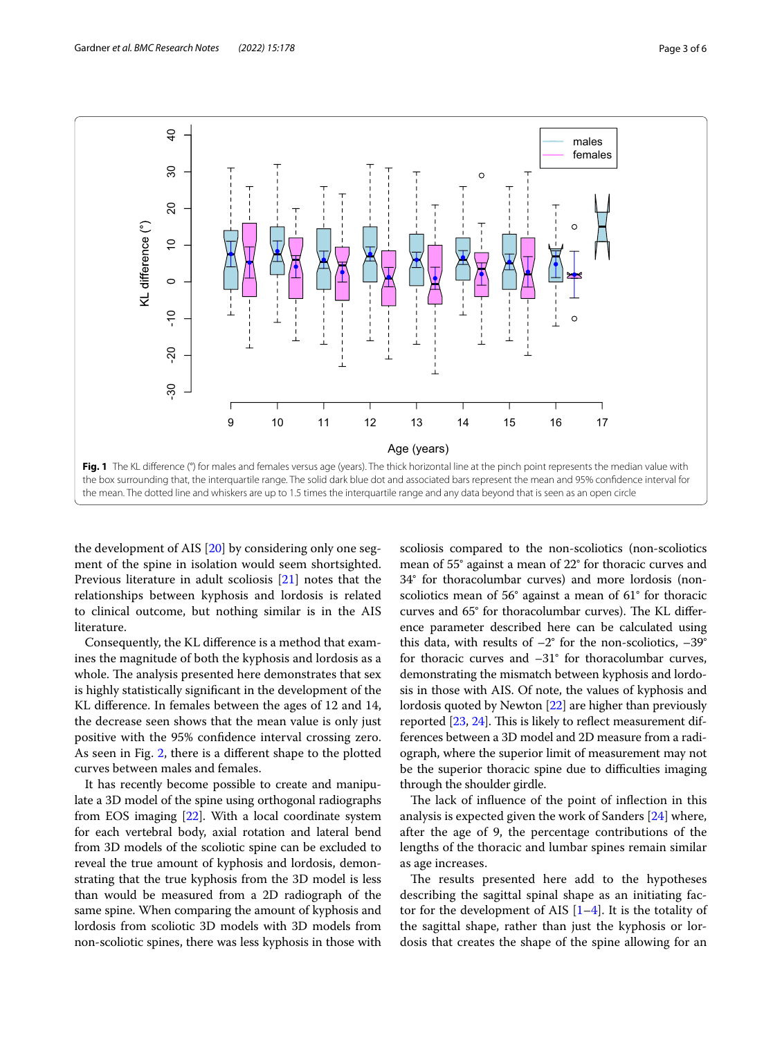Fig. 1 The KL difference (°) for males and females versus age (years). The thick horizontal line at the pinch point represents the median value with the box surrounding that, the interquartile range. The solid dark blue dot and associated bars represent the mean and 95% confidence interval for the mean. The dotted line and whiskers are up to 1.5 times the interquartile range and any data beyond that is seen as an open circle

the development of AIS [20] by considering only one segment of the spine in isolation would seem shortsighted. Previous literature in adult scoliosis [21] notes that the relationships between kyphosis and lordosis is related to clinical outcome, but nothing similar is in the AIS literature.

Consequently, the KL difference is a method that examines the magnitude of both the kyphosis and lordosis as a whole. The analysis presented here demonstrates that sex is highly statistically significant in the development of the KL difference. In females between the ages of 12 and 14, the decrease seen shows that the mean value is only just positive with the 95% confidence interval crossing zero. As seen in Fig. 2, there is a different shape to the plotted curves between males and females.

It has recently become possible to create and manipulate a 3D model of the spine using orthogonal radiographs from EOS imaging [22]. With a local coordinate system for each vertebral body, axial rotation and lateral bend from 3D models of the scoliotic spine can be excluded to reveal the true amount of kyphosis and lordosis, demonstrating that the true kyphosis from the 3D model is less than would be measured from a 2D radiograph of the same spine. When comparing the amount of kyphosis and lordosis from scoliotic 3D models with 3D models from non-scoliotic spines, there was less kyphosis in those with scoliosis compared to the non-scoliotics (non-scoliotics mean of 55° against a mean of 22° for thoracic curves and 34° for thoracolumbar curves) and more lordosis (non-scoliotics mean of 56° against a mean of 61° for thoracic curves and 65° for thoracolumbar curves). The KL difference parameter described here can be calculated using this data, with results of −2° for the non-scoliotics, −39° for thoracic curves and −31° for thoracolumbar curves, demonstrating the mismatch between kyphosis and lordosis in those with AIS. Of note, the values of kyphosis and lordosis quoted by Newton [22] are higher than previously reported [23, 24]. This is likely to reflect measurement differences between a 3D model and 2D measure from a radiograph, where the superior limit of measurement may not be the superior thoracic spine due to difficulties imaging through the shoulder girdle.

The lack of influence of the point of inflection in this analysis is expected given the work of Sanders [24] where, after the age of 9, the percentage contributions of the lengths of the thoracic and lumbar spines remain similar as age increases.

The results presented here add to the hypotheses describing the sagittal spinal shape as an initiating factor for the development of AIS [1–4]. It is the totality of the sagittal shape, rather than just the kyphosis or lordosis that creates the shape of the spine allowing for an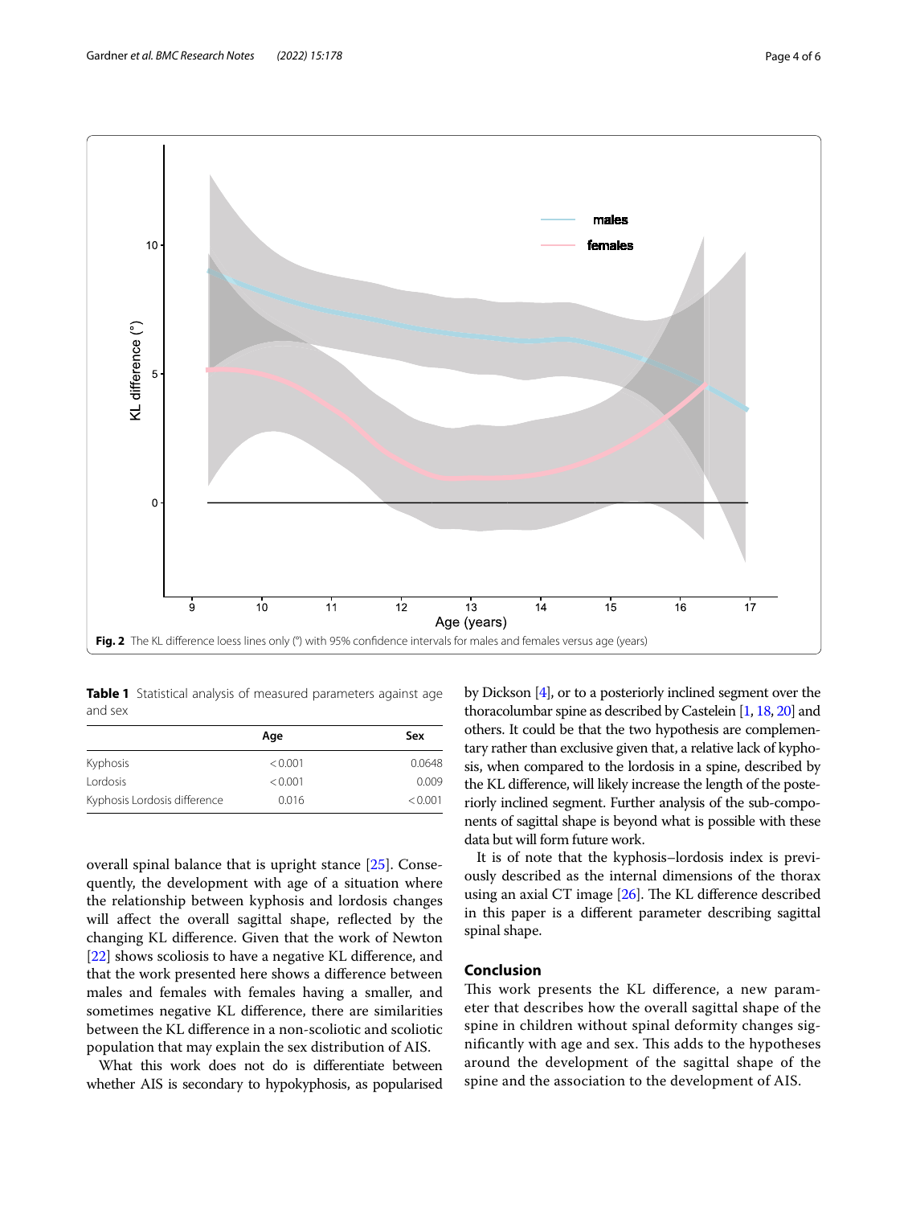Fig. 2 The KL difference loess lines only (°) with 95% confidence intervals for males and females versus age (years)

**Table 1** Statistical analysis of measured parameters against age and sex

| | Age | Sex |
|---|---|---|
| Kyphosis | < 0.001 | 0.0648 |
| Lordosis | < 0.001 | 0.009 |
| Kyphosis Lordosis difference | 0.016 | < 0.001 |

overall spinal balance that is upright stance [25]. Consequently, the development with age of a situation where the relationship between kyphosis and lordosis changes will affect the overall sagittal shape, reflected by the changing KL difference. Given that the work of Newton [22] shows scoliosis to have a negative KL difference, and that the work presented here shows a difference between males and females with females having a smaller, and sometimes negative KL difference, there are similarities between the KL difference in a non-scoliotic and scoliotic population that may explain the sex distribution of AIS.

What this work does not do is differentiate between whether AIS is secondary to hypokyphosis, as popularised by Dickson [4], or to a posteriorly inclined segment over the thoracolumbar spine as described by Castelein [1, 18, 20] and others. It could be that the two hypothesis are complementary rather than exclusive given that, a relative lack of kyphosis, when compared to the lordosis in a spine, described by the KL difference, will likely increase the length of the posteriorly inclined segment. Further analysis of the sub-components of sagittal shape is beyond what is possible with these data but will form future work.

It is of note that the kyphosis–lordosis index is previously described as the internal dimensions of the thorax using an axial CT image [26]. The KL difference described in this paper is a different parameter describing sagittal spinal shape.

## Conclusion

This work presents the KL difference, a new parameter that describes how the overall sagittal shape of the spine in children without spinal deformity changes significantly with age and sex. This adds to the hypotheses around the development of the sagittal shape of the spine and the association to the development of AIS.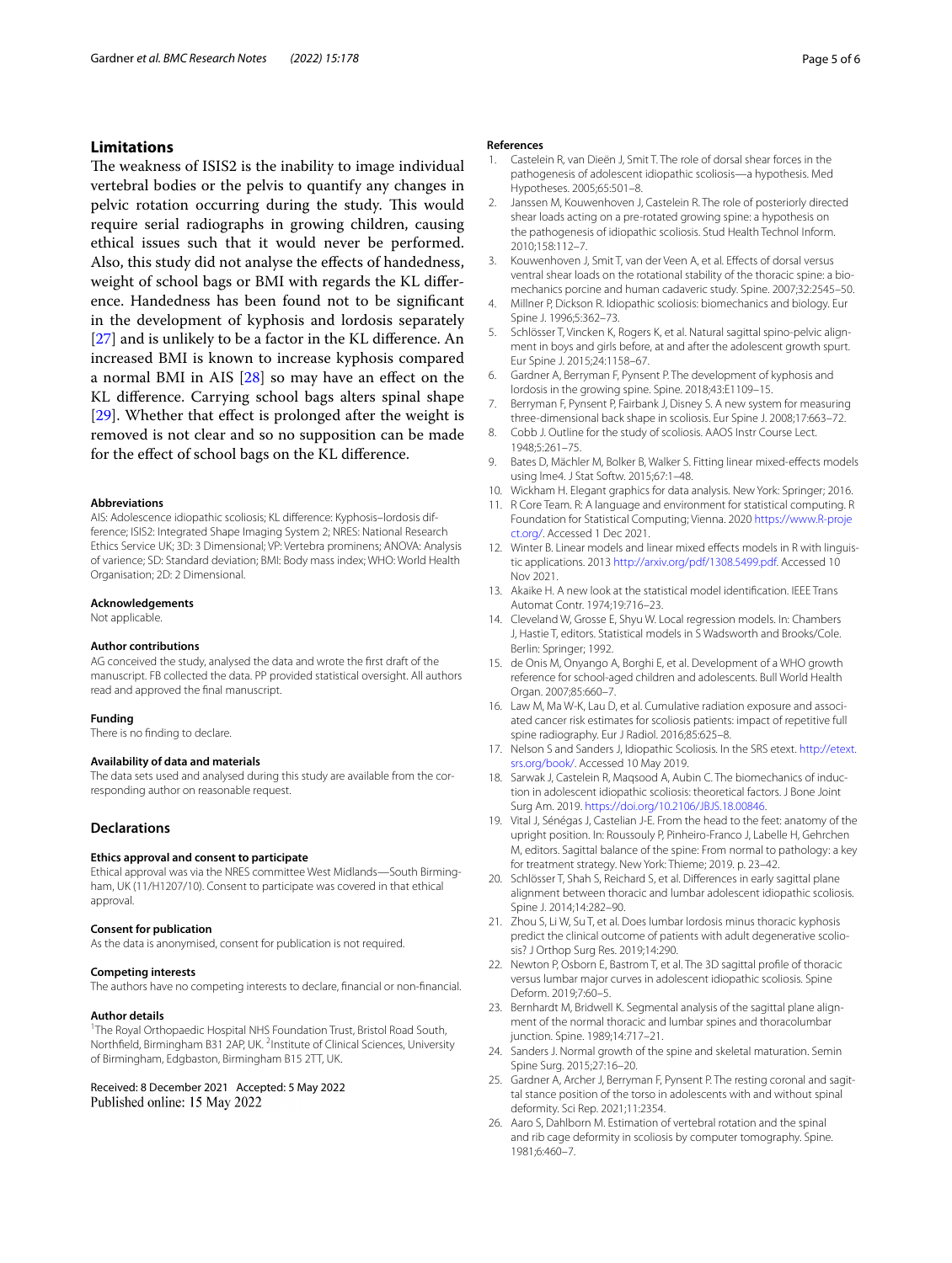## Limitations

The weakness of ISIS2 is the inability to image individual vertebral bodies or the pelvis to quantify any changes in pelvic rotation occurring during the study. This would require serial radiographs in growing children, causing ethical issues such that it would never be performed. Also, this study did not analyse the effects of handedness, weight of school bags or BMI with regards the KL difference. Handedness has been found not to be significant in the development of kyphosis and lordosis separately [27] and is unlikely to be a factor in the KL difference. An increased BMI is known to increase kyphosis compared a normal BMI in AIS [28] so may have an effect on the KL difference. Carrying school bags alters spinal shape [29]. Whether that effect is prolonged after the weight is removed is not clear and so no supposition can be made for the effect of school bags on the KL difference.

#### Abbreviations

AIS: Adolescence idiopathic scoliosis; KL difference: Kyphosis–lordosis difference; ISIS2: Integrated Shape Imaging System 2; NRES: National Research Ethics Service UK; 3D: 3 Dimensional; VP: Vertebra prominens; ANOVA: Analysis of varience; SD: Standard deviation; BMI: Body mass index; WHO: World Health Organisation; 2D: 2 Dimensional.

#### Acknowledgements

Not applicable.

#### Author contributions

AG conceived the study, analysed the data and wrote the first draft of the manuscript. FB collected the data. PP provided statistical oversight. All authors read and approved the final manuscript.

#### Funding

There is no finding to declare.

#### Availability of data and materials

The data sets used and analysed during this study are available from the corresponding author on reasonable request.

## Declarations

#### Ethics approval and consent to participate

Ethical approval was via the NRES committee West Midlands—South Birmingham, UK (11/H1207/10). Consent to participate was covered in that ethical approval.

#### Consent for publication

As the data is anonymised, consent for publication is not required.

#### Competing interests

The authors have no competing interests to declare, financial or non-financial.

#### Author details

[1]The Royal Orthopaedic Hospital NHS Foundation Trust, Bristol Road South, Northfield, Birmingham B31 2AP, UK. [2]Institute of Clinical Sciences, University of Birmingham, Edgbaston, Birmingham B15 2TT, UK.

Received: 8 December 2021 Accepted: 5 May 2022
Published online: 15 May 2022

#### References

1. Castelein R, van Dieën J, Smit T. The role of dorsal shear forces in the pathogenesis of adolescent idiopathic scoliosis—a hypothesis. Med Hypotheses. 2005;65:501–8.
2. Janssen M, Kouwenhoven J, Castelein R. The role of posteriorly directed shear loads acting on a pre-rotated growing spine: a hypothesis on the pathogenesis of idiopathic scoliosis. Stud Health Technol Inform. 2010;158:112–7.
3. Kouwenhoven J, Smit T, van der Veen A, et al. Effects of dorsal versus ventral shear loads on the rotational stability of the thoracic spine: a biomechanics porcine and human cadaveric study. Spine. 2007;32:2545–50.
4. Millner P, Dickson R. Idiopathic scoliosis: biomechanics and biology. Eur Spine J. 1996;5:362–73.
5. Schlösser T, Vincken K, Rogers K, et al. Natural sagittal spino-pelvic alignment in boys and girls before, at and after the adolescent growth spurt. Eur Spine J. 2015;24:1158–67.
6. Gardner A, Berryman F, Pynsent P. The development of kyphosis and lordosis in the growing spine. Spine. 2018;43:E1109–15.
7. Berryman F, Pynsent P, Fairbank J, Disney S. A new system for measuring three-dimensional back shape in scoliosis. Eur Spine J. 2008;17:663–72.
8. Cobb J. Outline for the study of scoliosis. AAOS Instr Course Lect. 1948;5:261–75.
9. Bates D, Mächler M, Bolker B, Walker S. Fitting linear mixed-effects models using lme4. J Stat Softw. 2015;67:1–48.
10. Wickham H. Elegant graphics for data analysis. New York: Springer; 2016.
11. R Core Team. R: A language and environment for statistical computing. R Foundation for Statistical Computing; Vienna. 2020 https://www.R-project.org/. Accessed 1 Dec 2021.
12. Winter B. Linear models and linear mixed effects models in R with linguistic applications. 2013 http://arxiv.org/pdf/1308.5499.pdf. Accessed 10 Nov 2021.
13. Akaike H. A new look at the statistical model identification. IEEE Trans Automat Contr. 1974;19:716–23.
14. Cleveland W, Grosse E, Shyu W. Local regression models. In: Chambers J, Hastie T, editors. Statistical models in S Wadsworth and Brooks/Cole. Berlin: Springer; 1992.
15. de Onis M, Onyango A, Borghi E, et al. Development of a WHO growth reference for school-aged children and adolescents. Bull World Health Organ. 2007;85:660–7.
16. Law M, Ma W-K, Lau D, et al. Cumulative radiation exposure and associated cancer risk estimates for scoliosis patients: impact of repetitive full spine radiography. Eur J Radiol. 2016;85:625–8.
17. Nelson S and Sanders J, Idiopathic Scoliosis. In the SRS etext. http://etext.srs.org/book/. Accessed 10 May 2019.
18. Sarwak J, Castelein R, Maqsood A, Aubin C. The biomechanics of induction in adolescent idiopathic scoliosis: theoretical factors. J Bone Joint Surg Am. 2019. https://doi.org/10.2106/JBJS.18.00846.
19. Vital J, Sénégas J, Castelian J-E. From the head to the feet: anatomy of the upright position. In: Roussouly P, Pinheiro-Franco J, Labelle H, Gehrchen M, editors. Sagittal balance of the spine: From normal to pathology: a key for treatment strategy. New York: Thieme; 2019. p. 23–42.
20. Schlösser T, Shah S, Reichard S, et al. Differences in early sagittal plane alignment between thoracic and lumbar adolescent idiopathic scoliosis. Spine J. 2014;14:282–90.
21. Zhou S, Li W, Su T, et al. Does lumbar lordosis minus thoracic kyphosis predict the clinical outcome of patients with adult degenerative scoliosis? J Orthop Surg Res. 2019;14:290.
22. Newton P, Osborn E, Bastrom T, et al. The 3D sagittal profile of thoracic versus lumbar major curves in adolescent idiopathic scoliosis. Spine Deform. 2019;7:60–5.
23. Bernhardt M, Bridwell K. Segmental analysis of the sagittal plane alignment of the normal thoracic and lumbar spines and thoracolumbar junction. Spine. 1989;14:717–21.
24. Sanders J. Normal growth of the spine and skeletal maturation. Semin Spine Surg. 2015;27:16–20.
25. Gardner A, Archer J, Berryman F, Pynsent P. The resting coronal and sagittal stance position of the torso in adolescents with and without spinal deformity. Sci Rep. 2021;11:2354.
26. Aaro S, Dahlborn M. Estimation of vertebral rotation and the spinal and rib cage deformity in scoliosis by computer tomography. Spine. 1981;6:460–7.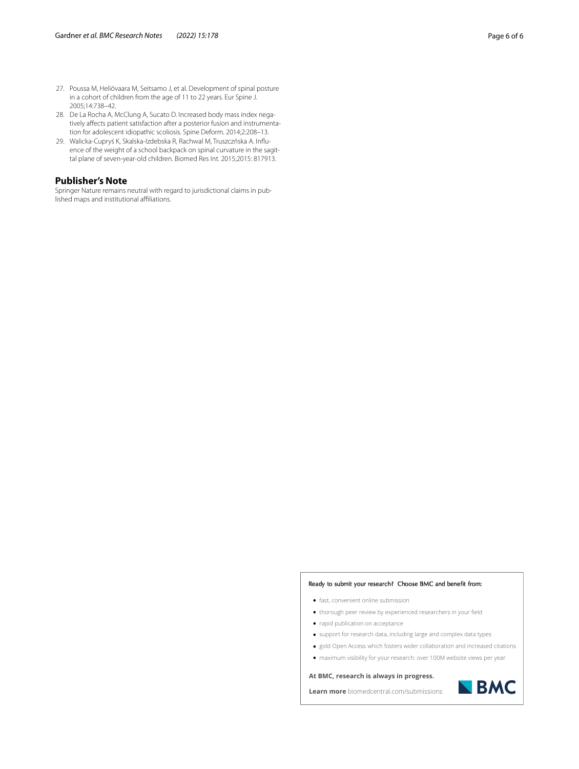27. Poussa M, Heliövaara M, Seitsamo J, et al. Development of spinal posture in a cohort of children from the age of 11 to 22 years. Eur Spine J. 2005;14:738–42.
28. De La Rocha A, McClung A, Sucato D. Increased body mass index negatively affects patient satisfaction after a posterior fusion and instrumentation for adolescent idiopathic scoliosis. Spine Deform. 2014;2:208–13.
29. Walicka-Cupryś K, Skalska-Izdebska R, Rachwal M, Truszczńska A. Influence of the weight of a school backpack on spinal curvature in the sagittal plane of seven-year-old children. Biomed Res Int. 2015;2015: 817913.

## Publisher's Note

Springer Nature remains neutral with regard to jurisdictional claims in published maps and institutional affiliations.

Ready to submit your research? Choose BMC and benefit from:

- fast, convenient online submission
- thorough peer review by experienced researchers in your field
- rapid publication on acceptance
- support for research data, including large and complex data types
- gold Open Access which fosters wider collaboration and increased citations
- maximum visibility for your research: over 100M website views per year

**At BMC, research is always in progress.**

**Learn more** biomedcentral.com/submissions

BMC